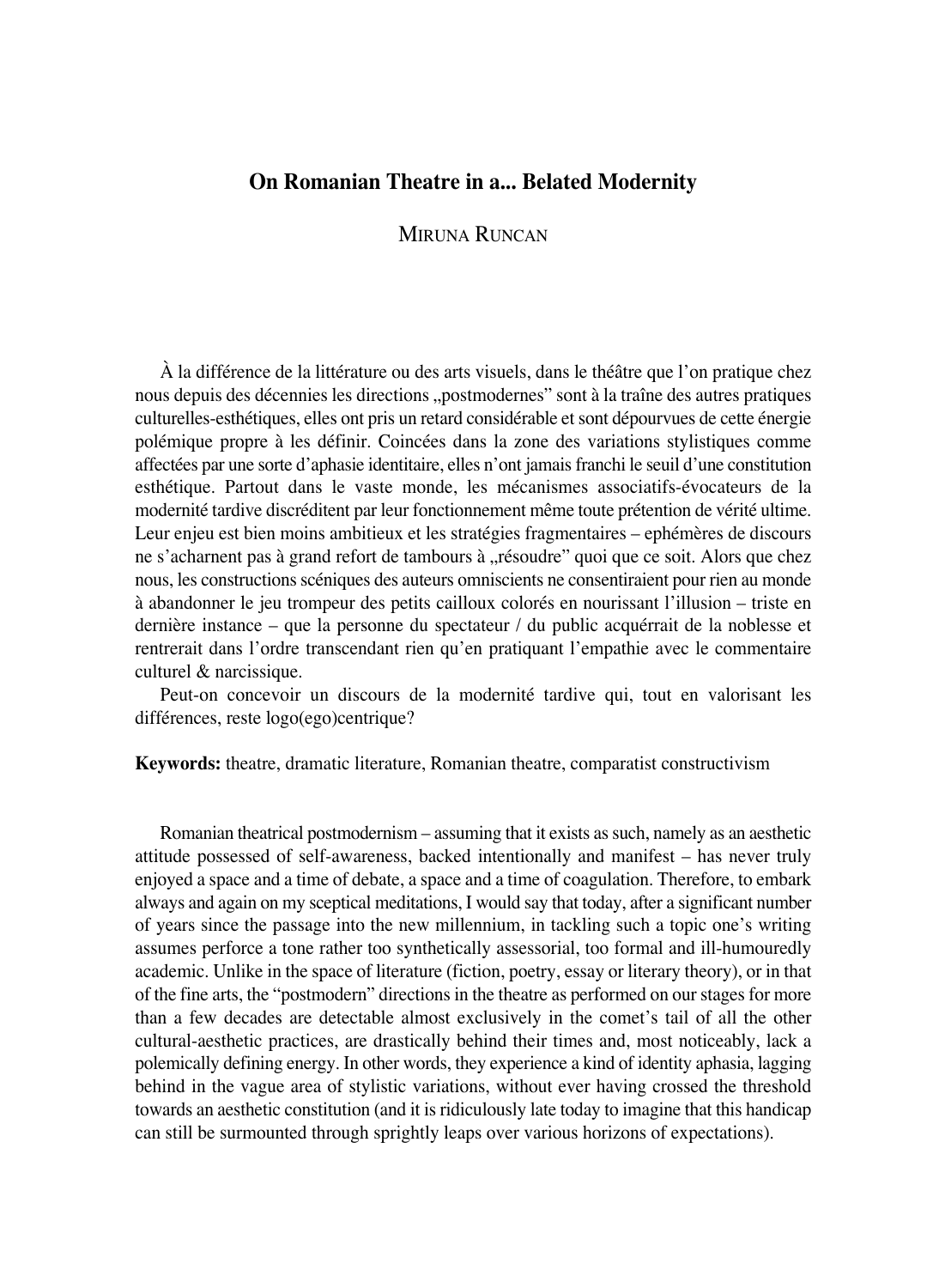# On Romanian Theatre in a... Belated Modernity

MIRUNA RUNCAN

À la différence de la littérature ou des arts visuels, dans le théâtre que l'on pratique chez nous depuis des décennies les directions „postmodernes" sont à la traîne des autres pratiques culturelles-esthétiques, elles ont pris un retard considérable et sont dépourvues de cette énergie polémique propre à les définir. Coincées dans la zone des variations stylistiques comme affectées par une sorte d'aphasie identitaire, elles n'ont jamais franchi le seuil d'une constitution esthétique. Partout dans le vaste monde, les mécanismes associatifs-évocateurs de la modernité tardive discréditent par leur fonctionnement même toute prétention de vérité ultime. Leur enjeu est bien moins ambitieux et les stratégies fragmentaires – ephémères de discours ne s'acharnent pas à grand refort de tambours à „résoudre" quoi que ce soit. Alors que chez nous, les constructions scéniques des auteurs omniscients ne consentiraient pour rien au monde à abandonner le jeu trompeur des petits cailloux colorés en nourissant l'illusion – triste en dernière instance – que la personne du spectateur / du public acquérrait de la noblesse et rentrerait dans l'ordre transcendant rien qu'en pratiquant l'empathie avec le commentaire culturel & narcissique.

Peut-on concevoir un discours de la modernité tardive qui, tout en valorisant les différences, reste logo(ego)centrique?

**Keywords:** theatre, dramatic literature, Romanian theatre, comparatist constructivism

Romanian theatrical postmodernism – assuming that it exists as such, namely as an aesthetic attitude possessed of self-awareness, backed intentionally and manifest – has never truly enjoyed a space and a time of debate, a space and a time of coagulation. Therefore, to embark always and again on my sceptical meditations, I would say that today, after a significant number of years since the passage into the new millennium, in tackling such a topic one's writing assumes perforce a tone rather too synthetically assessorial, too formal and ill-humouredly academic. Unlike in the space of literature (fiction, poetry, essay or literary theory), or in that of the fine arts, the "postmodern" directions in the theatre as performed on our stages for more than a few decades are detectable almost exclusively in the comet's tail of all the other cultural-aesthetic practices, are drastically behind their times and, most noticeably, lack a polemically defining energy. In other words, they experience a kind of identity aphasia, lagging behind in the vague area of stylistic variations, without ever having crossed the threshold towards an aesthetic constitution (and it is ridiculously late today to imagine that this handicap can still be surmounted through sprightly leaps over various horizons of expectations).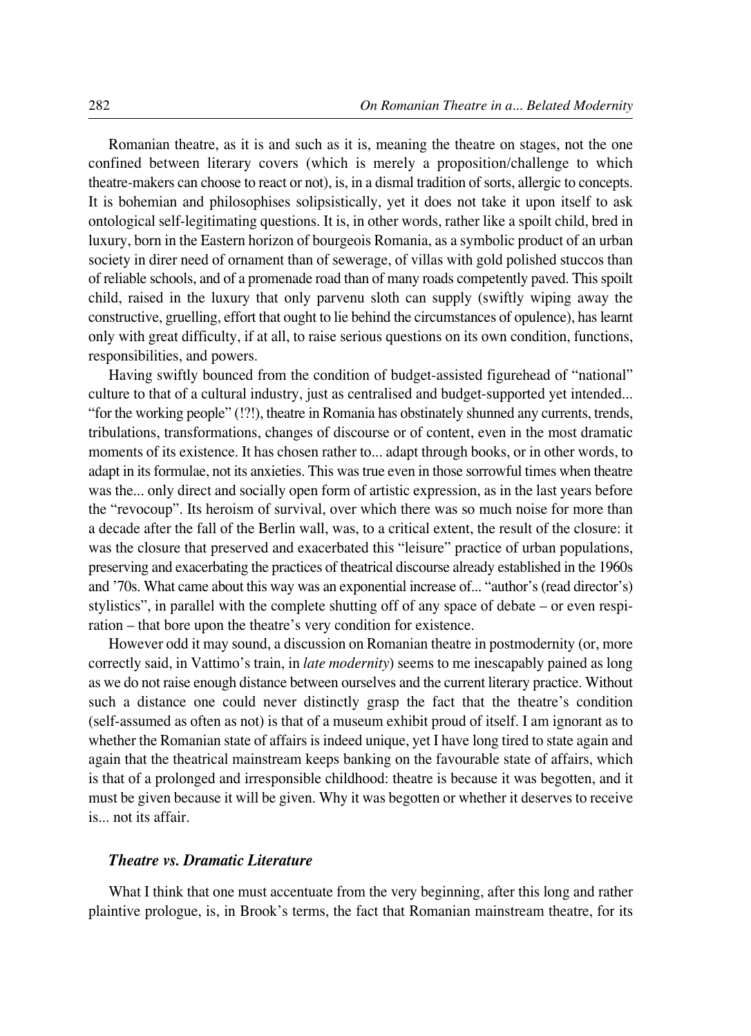Romanian theatre, as it is and such as it is, meaning the theatre on stages, not the one confined between literary covers (which is merely a proposition/challenge to which theatre-makers can choose to react or not), is, in a dismal tradition of sorts, allergic to concepts. It is bohemian and philosophises solipsistically, yet it does not take it upon itself to ask ontological self-legitimating questions. It is, in other words, rather like a spoilt child, bred in luxury, born in the Eastern horizon of bourgeois Romania, as a symbolic product of an urban society in direr need of ornament than of sewerage, of villas with gold polished stuccos than of reliable schools, and of a promenade road than of many roads competently paved. This spoilt child, raised in the luxury that only parvenu sloth can supply (swiftly wiping away the constructive, gruelling, effort that ought to lie behind the circumstances of opulence), has learnt only with great difficulty, if at all, to raise serious questions on its own condition, functions, responsibilities, and powers.

Having swiftly bounced from the condition of budget-assisted figurehead of "national" culture to that of a cultural industry, just as centralised and budget-supported yet intended... "for the working people" (!?!), theatre in Romania has obstinately shunned any currents, trends, tribulations, transformations, changes of discourse or of content, even in the most dramatic moments of its existence. It has chosen rather to... adapt through books, or in other words, to adapt in its formulae, not its anxieties. This was true even in those sorrowful times when theatre was the... only direct and socially open form of artistic expression, as in the last years before the "revocoup". Its heroism of survival, over which there was so much noise for more than a decade after the fall of the Berlin wall, was, to a critical extent, the result of the closure: it was the closure that preserved and exacerbated this "leisure" practice of urban populations, preserving and exacerbating the practices of theatrical discourse already established in the 1960s and '70s. What came about this way was an exponential increase of... "author's (read director's) stylistics", in parallel with the complete shutting off of any space of debate – or even respiration – that bore upon the theatre's very condition for existence.

However odd it may sound, a discussion on Romanian theatre in postmodernity (or, more correctly said, in Vattimo's train, in *late modernity*) seems to me inescapably pained as long as we do not raise enough distance between ourselves and the current literary practice. Without such a distance one could never distinctly grasp the fact that the theatre's condition (self-assumed as often as not) is that of a museum exhibit proud of itself. I am ignorant as to whether the Romanian state of affairs is indeed unique, yet I have long tired to state again and again that the theatrical mainstream keeps banking on the favourable state of affairs, which is that of a prolonged and irresponsible childhood: theatre is because it was begotten, and it must be given because it will be given. Why it was begotten or whether it deserves to receive is... not its affair.

### *Theatre vs. Dramatic Literature*

What I think that one must accentuate from the very beginning, after this long and rather plaintive prologue, is, in Brook's terms, the fact that Romanian mainstream theatre, for its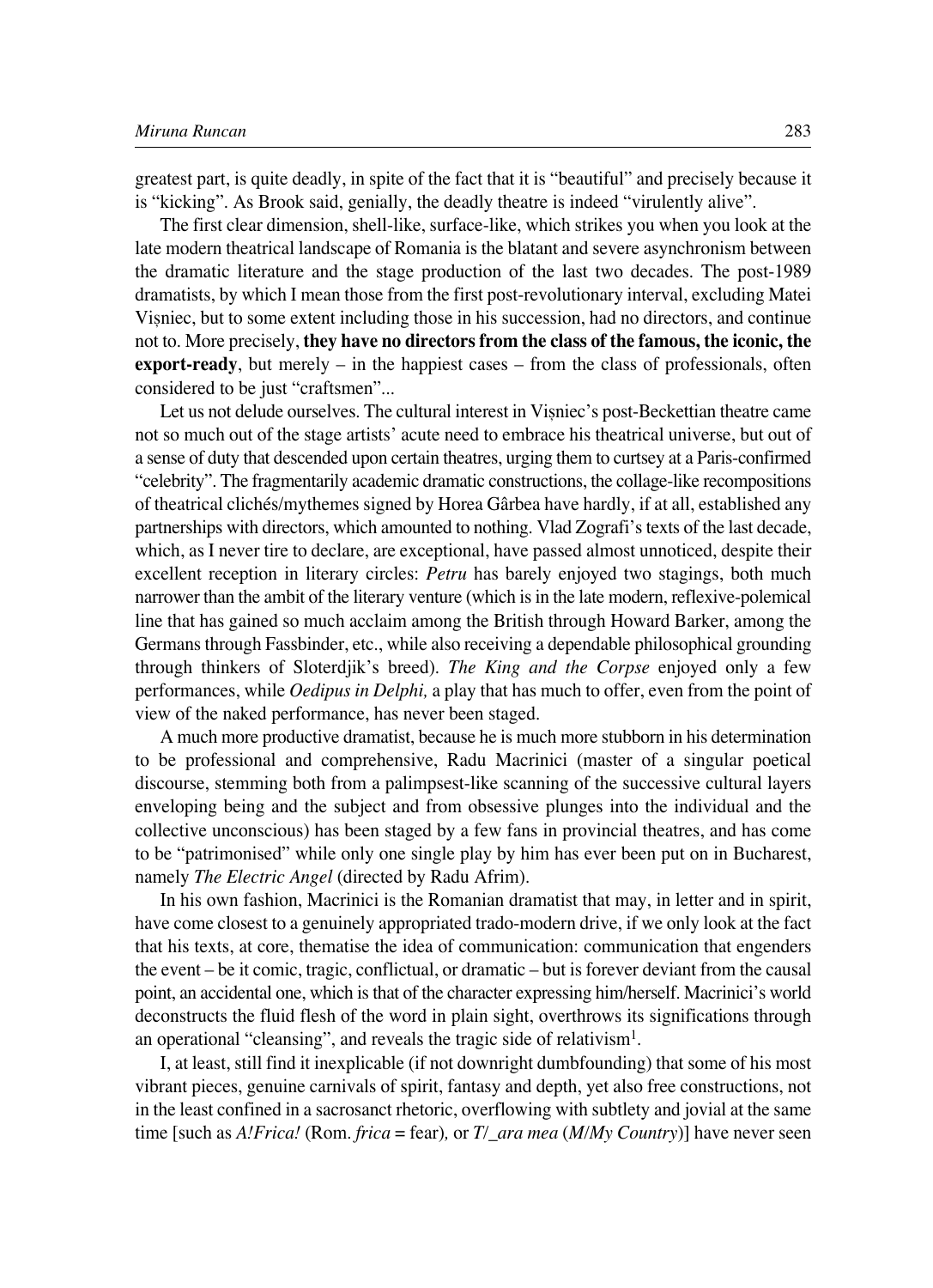greatest part, is quite deadly, in spite of the fact that it is "beautiful" and precisely because it is "kicking". As Brook said, genially, the deadly theatre is indeed "virulently alive".

The first clear dimension, shell-like, surface-like, which strikes you when you look at the late modern theatrical landscape of Romania is the blatant and severe asynchronism between the dramatic literature and the stage production of the last two decades. The post-1989 dramatists, by which I mean those from the first post-revolutionary interval, excluding Matei Vișniec, but to some extent including those in his succession, had no directors, and continue not to. More precisely, **they have no directors from the class of the famous, the iconic, the export-ready**, but merely – in the happiest cases – from the class of professionals, often considered to be just "craftsmen"...

Let us not delude ourselves. The cultural interest in Vișniec's post-Beckettian theatre came not so much out of the stage artists' acute need to embrace his theatrical universe, but out of a sense of duty that descended upon certain theatres, urging them to curtsey at a Paris-confirmed "celebrity". The fragmentarily academic dramatic constructions, the collage-like recompositions of theatrical clichés/mythemes signed by Horea Gârbea have hardly, if at all, established any partnerships with directors, which amounted to nothing. Vlad Zografi's texts of the last decade, which, as I never tire to declare, are exceptional, have passed almost unnoticed, despite their excellent reception in literary circles: *Petru* has barely enjoyed two stagings, both much narrower than the ambit of the literary venture (which is in the late modern, reflexive-polemical line that has gained so much acclaim among the British through Howard Barker, among the Germans through Fassbinder, etc., while also receiving a dependable philosophical grounding through thinkers of Sloterdjik's breed). *The King and the Corpse* enjoyed only a few performances, while *Oedipus in Delphi,* a play that has much to offer, even from the point of view of the naked performance, has never been staged.

A much more productive dramatist, because he is much more stubborn in his determination to be professional and comprehensive, Radu Macrinici (master of a singular poetical discourse, stemming both from a palimpsest-like scanning of the successive cultural layers enveloping being and the subject and from obsessive plunges into the individual and the collective unconscious) has been staged by a few fans in provincial theatres, and has come to be "patrimonised" while only one single play by him has ever been put on in Bucharest, namely *The Electric Angel* (directed by Radu Afrim).

In his own fashion, Macrinici is the Romanian dramatist that may, in letter and in spirit, have come closest to a genuinely appropriated trado-modern drive, if we only look at the fact that his texts, at core, thematise the idea of communication: communication that engenders the event – be it comic, tragic, conflictual, or dramatic – but is forever deviant from the causal point, an accidental one, which is that of the character expressing him/herself. Macrinici's world deconstructs the fluid flesh of the word in plain sight, overthrows its significations through an operational "cleansing", and reveals the tragic side of relativism[1].

I, at least, still find it inexplicable (if not downright dumbfounding) that some of his most vibrant pieces, genuine carnivals of spirit, fantasy and depth, yet also free constructions, not in the least confined in a sacrosanct rhetoric, overflowing with subtlety and jovial at the same time [such as *A!Frica!* (Rom. *frica* = fear)*,* or *T/_ara mea* (*M/My Country*)] have never seen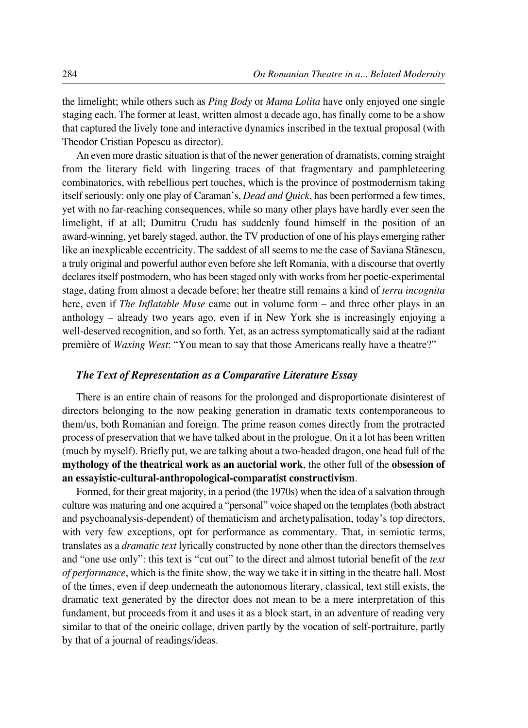the limelight; while others such as *Ping Body* or *Mama Lolita* have only enjoyed one single staging each. The former at least, written almost a decade ago, has finally come to be a show that captured the lively tone and interactive dynamics inscribed in the textual proposal (with Theodor Cristian Popescu as director).

An even more drastic situation is that of the newer generation of dramatists, coming straight from the literary field with lingering traces of that fragmentary and pamphleteering combinatorics, with rebellious pert touches, which is the province of postmodernism taking itself seriously: only one play of Caraman's, *Dead and Quick*, has been performed a few times, yet with no far-reaching consequences, while so many other plays have hardly ever seen the limelight, if at all; Dumitru Crudu has suddenly found himself in the position of an award-winning, yet barely staged, author, the TV production of one of his plays emerging rather like an inexplicable eccentricity. The saddest of all seems to me the case of Saviana Stănescu, a truly original and powerful author even before she left Romania, with a discourse that overtly declares itself postmodern, who has been staged only with works from her poetic-experimental stage, dating from almost a decade before; her theatre still remains a kind of *terra incognita* here, even if *The Inflatable Muse* came out in volume form – and three other plays in an anthology – already two years ago, even if in New York she is increasingly enjoying a well-deserved recognition, and so forth. Yet, as an actress symptomatically said at the radiant première of *Waxing West*: "You mean to say that those Americans really have a theatre?"

### *The Text of Representation as a Comparative Literature Essay*

There is an entire chain of reasons for the prolonged and disproportionate disinterest of directors belonging to the now peaking generation in dramatic texts contemporaneous to them/us, both Romanian and foreign. The prime reason comes directly from the protracted process of preservation that we have talked about in the prologue. On it a lot has been written (much by myself). Briefly put, we are talking about a two-headed dragon, one head full of the **mythology of the theatrical work as an auctorial work**, the other full of the **obsession of an essayistic-cultural-anthropological-comparatist constructivism**.

Formed, for their great majority, in a period (the 1970s) when the idea of a salvation through culture was maturing and one acquired a "personal" voice shaped on the templates (both abstract and psychoanalysis-dependent) of thematicism and archetypalisation, today's top directors, with very few exceptions, opt for performance as commentary. That, in semiotic terms, translates as a *dramatic text* lyrically constructed by none other than the directors themselves and "one use only": this text is "cut out" to the direct and almost tutorial benefit of the *text of performance*, which is the finite show, the way we take it in sitting in the theatre hall. Most of the times, even if deep underneath the autonomous literary, classical, text still exists, the dramatic text generated by the director does not mean to be a mere interpretation of this fundament, but proceeds from it and uses it as a block start, in an adventure of reading very similar to that of the oneiric collage, driven partly by the vocation of self-portraiture, partly by that of a journal of readings/ideas.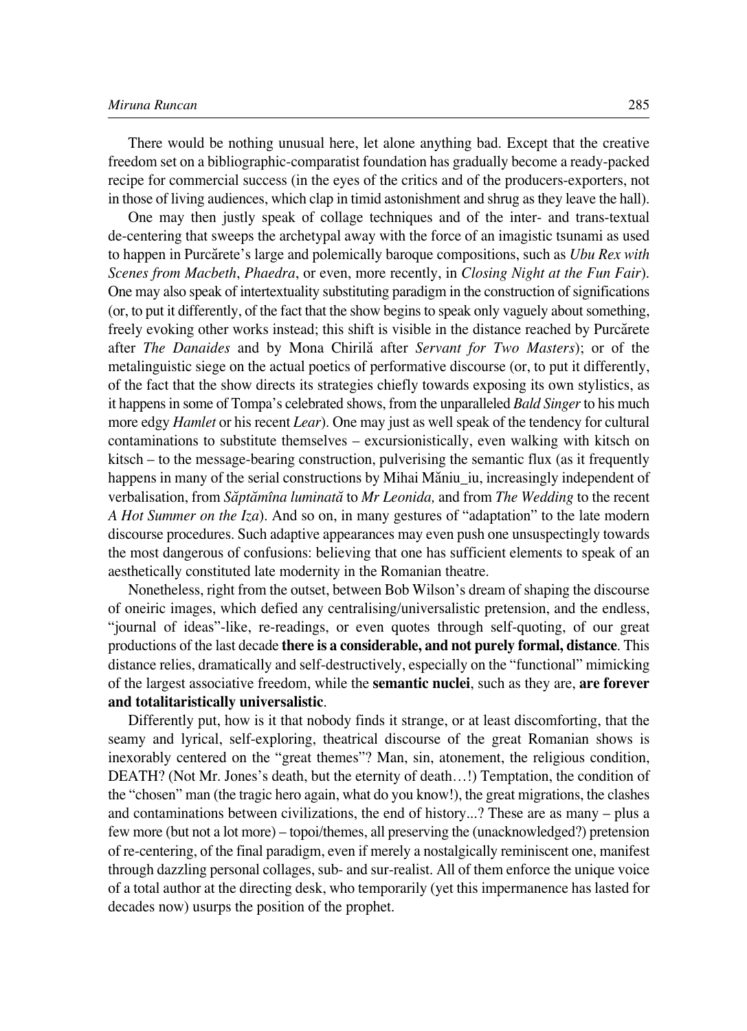There would be nothing unusual here, let alone anything bad. Except that the creative freedom set on a bibliographic-comparatist foundation has gradually become a ready-packed recipe for commercial success (in the eyes of the critics and of the producers-exporters, not in those of living audiences, which clap in timid astonishment and shrug as they leave the hall).

One may then justly speak of collage techniques and of the inter- and trans-textual de-centering that sweeps the archetypal away with the force of an imagistic tsunami as used to happen in Purcărete's large and polemically baroque compositions, such as *Ubu Rex with Scenes from Macbeth*, *Phaedra*, or even, more recently, in *Closing Night at the Fun Fair*). One may also speak of intertextuality substituting paradigm in the construction of significations (or, to put it differently, of the fact that the show begins to speak only vaguely about something, freely evoking other works instead; this shift is visible in the distance reached by Purcărete after *The Danaides* and by Mona Chirilă after *Servant for Two Masters*); or of the metalinguistic siege on the actual poetics of performative discourse (or, to put it differently, of the fact that the show directs its strategies chiefly towards exposing its own stylistics, as it happens in some of Tompa's celebrated shows, from the unparalleled *Bald Singer* to his much more edgy *Hamlet* or his recent *Lear*). One may just as well speak of the tendency for cultural contaminations to substitute themselves – excursionistically, even walking with kitsch on kitsch – to the message-bearing construction, pulverising the semantic flux (as it frequently happens in many of the serial constructions by Mihai Măniu_iu, increasingly independent of verbalisation, from *Săptămîna luminată* to *Mr Leonida,* and from *The Wedding* to the recent *A Hot Summer on the Iza*). And so on, in many gestures of "adaptation" to the late modern discourse procedures. Such adaptive appearances may even push one unsuspectingly towards the most dangerous of confusions: believing that one has sufficient elements to speak of an aesthetically constituted late modernity in the Romanian theatre.

Nonetheless, right from the outset, between Bob Wilson's dream of shaping the discourse of oneiric images, which defied any centralising/universalistic pretension, and the endless, "journal of ideas"-like, re-readings, or even quotes through self-quoting, of our great productions of the last decade **there is a considerable, and not purely formal, distance**. This distance relies, dramatically and self-destructively, especially on the "functional" mimicking of the largest associative freedom, while the **semantic nuclei**, such as they are, **are forever and totalitaristically universalistic**.

Differently put, how is it that nobody finds it strange, or at least discomforting, that the seamy and lyrical, self-exploring, theatrical discourse of the great Romanian shows is inexorably centered on the "great themes"? Man, sin, atonement, the religious condition, DEATH? (Not Mr. Jones's death, but the eternity of death…!) Temptation, the condition of the "chosen" man (the tragic hero again, what do you know!), the great migrations, the clashes and contaminations between civilizations, the end of history...? These are as many – plus a few more (but not a lot more) – topoi/themes, all preserving the (unacknowledged?) pretension of re-centering, of the final paradigm, even if merely a nostalgically reminiscent one, manifest through dazzling personal collages, sub- and sur-realist. All of them enforce the unique voice of a total author at the directing desk, who temporarily (yet this impermanence has lasted for decades now) usurps the position of the prophet.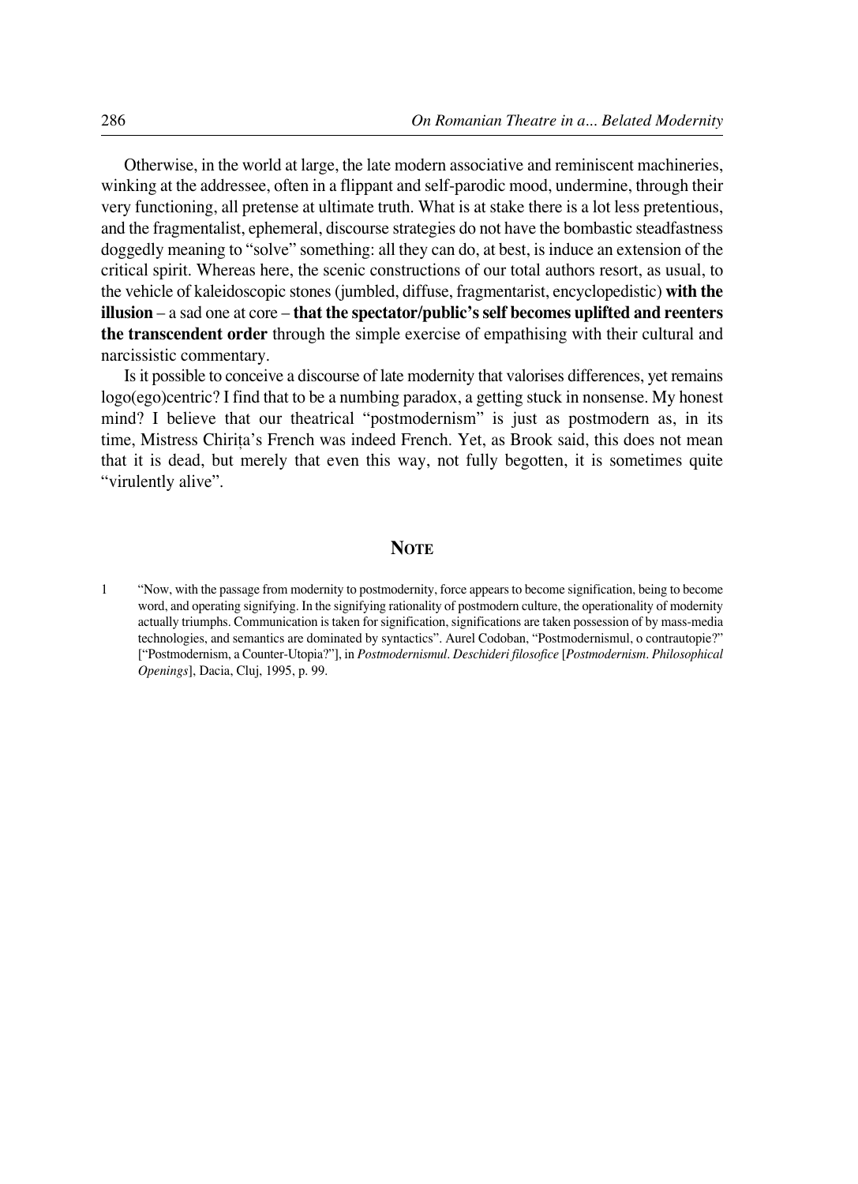Otherwise, in the world at large, the late modern associative and reminiscent machineries, winking at the addressee, often in a flippant and self-parodic mood, undermine, through their very functioning, all pretense at ultimate truth. What is at stake there is a lot less pretentious, and the fragmentalist, ephemeral, discourse strategies do not have the bombastic steadfastness doggedly meaning to "solve" something: all they can do, at best, is induce an extension of the critical spirit. Whereas here, the scenic constructions of our total authors resort, as usual, to the vehicle of kaleidoscopic stones (jumbled, diffuse, fragmentarist, encyclopedistic) **with the illusion** – a sad one at core – **that the spectator/public's self becomes uplifted and reenters the transcendent order** through the simple exercise of empathising with their cultural and narcissistic commentary.

Is it possible to conceive a discourse of late modernity that valorises differences, yet remains logo(ego)centric? I find that to be a numbing paradox, a getting stuck in nonsense. My honest mind? I believe that our theatrical "postmodernism" is just as postmodern as, in its time, Mistress Chirița's French was indeed French. Yet, as Brook said, this does not mean that it is dead, but merely that even this way, not fully begotten, it is sometimes quite "virulently alive".

## NOTE

1 "Now, with the passage from modernity to postmodernity, force appears to become signification, being to become word, and operating signifying. In the signifying rationality of postmodern culture, the operationality of modernity actually triumphs. Communication is taken for signification, significations are taken possession of by mass-media technologies, and semantics are dominated by syntactics". Aurel Codoban, "Postmodernismul, o contrautopie?" ["Postmodernism, a Counter-Utopia?"], in *Postmodernismul. Deschideri filosofice* [*Postmodernism. Philosophical Openings*], Dacia, Cluj, 1995, p. 99.